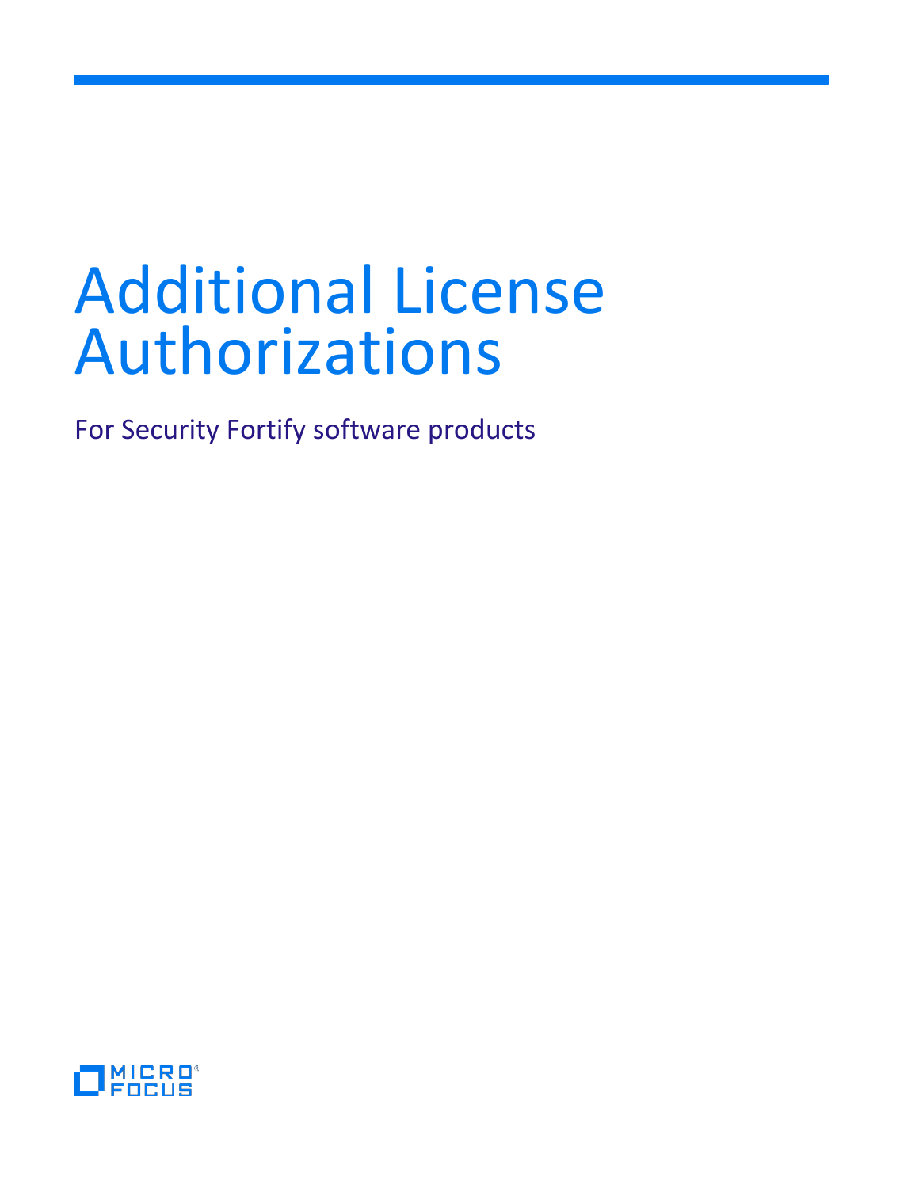# Additional License Authorizations

For Security Fortify software products

MICRO FOCUS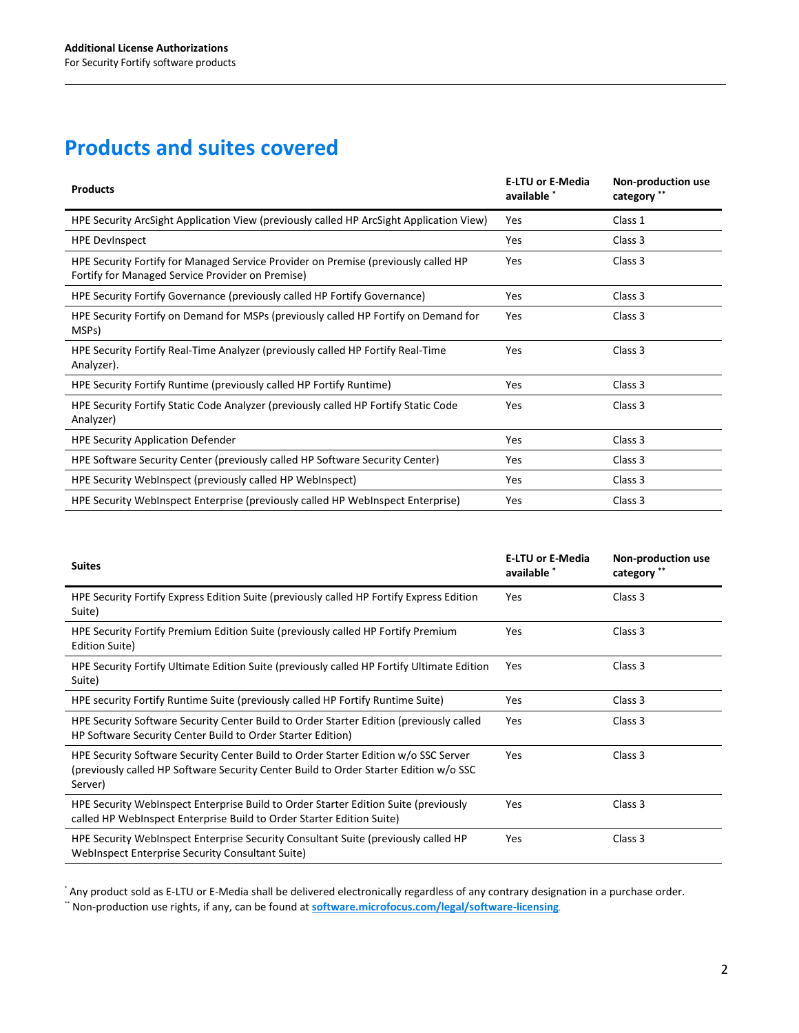## Products and suites covered

| Products | E-LTU or E-Media available * | Non-production use category ** |
| --- | --- | --- |
| HPE Security ArcSight Application View (previously called HP ArcSight Application View) | Yes | Class 1 |
| HPE DevInspect | Yes | Class 3 |
| HPE Security Fortify for Managed Service Provider on Premise (previously called HP Fortify for Managed Service Provider on Premise) | Yes | Class 3 |
| HPE Security Fortify Governance (previously called HP Fortify Governance) | Yes | Class 3 |
| HPE Security Fortify on Demand for MSPs (previously called HP Fortify on Demand for MSPs) | Yes | Class 3 |
| HPE Security Fortify Real-Time Analyzer (previously called HP Fortify Real-Time Analyzer). | Yes | Class 3 |
| HPE Security Fortify Runtime (previously called HP Fortify Runtime) | Yes | Class 3 |
| HPE Security Fortify Static Code Analyzer (previously called HP Fortify Static Code Analyzer) | Yes | Class 3 |
| HPE Security Application Defender | Yes | Class 3 |
| HPE Software Security Center (previously called HP Software Security Center) | Yes | Class 3 |
| HPE Security WebInspect (previously called HP WebInspect) | Yes | Class 3 |
| HPE Security WebInspect Enterprise (previously called HP WebInspect Enterprise) | Yes | Class 3 |

| Suites | E-LTU or E-Media available * | Non-production use category ** |
| --- | --- | --- |
| HPE Security Fortify Express Edition Suite (previously called HP Fortify Express Edition Suite) | Yes | Class 3 |
| HPE Security Fortify Premium Edition Suite (previously called HP Fortify Premium Edition Suite) | Yes | Class 3 |
| HPE Security Fortify Ultimate Edition Suite (previously called HP Fortify Ultimate Edition Suite) | Yes | Class 3 |
| HPE security Fortify Runtime Suite (previously called HP Fortify Runtime Suite) | Yes | Class 3 |
| HPE Security Software Security Center Build to Order Starter Edition (previously called HP Software Security Center Build to Order Starter Edition) | Yes | Class 3 |
| HPE Security Software Security Center Build to Order Starter Edition w/o SSC Server (previously called HP Software Security Center Build to Order Starter Edition w/o SSC Server) | Yes | Class 3 |
| HPE Security WebInspect Enterprise Build to Order Starter Edition Suite (previously called HP WebInspect Enterprise Build to Order Starter Edition Suite) | Yes | Class 3 |
| HPE Security WebInspect Enterprise Security Consultant Suite (previously called HP WebInspect Enterprise Security Consultant Suite) | Yes | Class 3 |

* Any product sold as E-LTU or E-Media shall be delivered electronically regardless of any contrary designation in a purchase order.
** Non-production use rights, if any, can be found at **software.microfocus.com/legal/software-licensing**.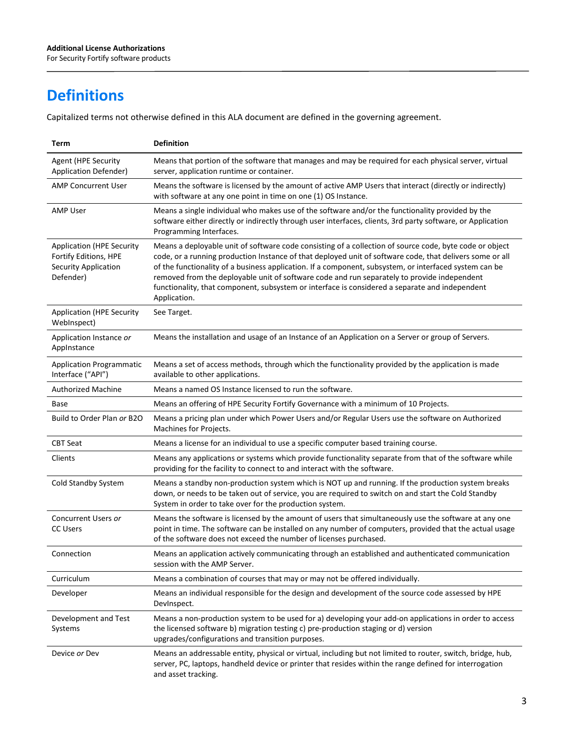# Definitions

Capitalized terms not otherwise defined in this ALA document are defined in the governing agreement.

| Term | Definition |
|---|---|
| Agent (HPE Security Application Defender) | Means that portion of the software that manages and may be required for each physical server, virtual server, application runtime or container. |
| AMP Concurrent User | Means the software is licensed by the amount of active AMP Users that interact (directly or indirectly) with software at any one point in time on one (1) OS Instance. |
| AMP User | Means a single individual who makes use of the software and/or the functionality provided by the software either directly or indirectly through user interfaces, clients, 3rd party software, or Application Programming Interfaces. |
| Application (HPE Security Fortify Editions, HPE Security Application Defender) | Means a deployable unit of software code consisting of a collection of source code, byte code or object code, or a running production Instance of that deployed unit of software code, that delivers some or all of the functionality of a business application. If a component, subsystem, or interfaced system can be removed from the deployable unit of software code and run separately to provide independent functionality, that component, subsystem or interface is considered a separate and independent Application. |
| Application (HPE Security WebInspect) | See Target. |
| Application Instance *or* AppInstance | Means the installation and usage of an Instance of an Application on a Server or group of Servers. |
| Application Programmatic Interface ("API") | Means a set of access methods, through which the functionality provided by the application is made available to other applications. |
| Authorized Machine | Means a named OS Instance licensed to run the software. |
| Base | Means an offering of HPE Security Fortify Governance with a minimum of 10 Projects. |
| Build to Order Plan *or* B2O | Means a pricing plan under which Power Users and/or Regular Users use the software on Authorized Machines for Projects. |
| CBT Seat | Means a license for an individual to use a specific computer based training course. |
| Clients | Means any applications or systems which provide functionality separate from that of the software while providing for the facility to connect to and interact with the software. |
| Cold Standby System | Means a standby non-production system which is NOT up and running. If the production system breaks down, or needs to be taken out of service, you are required to switch on and start the Cold Standby System in order to take over for the production system. |
| Concurrent Users *or* CC Users | Means the software is licensed by the amount of users that simultaneously use the software at any one point in time. The software can be installed on any number of computers, provided that the actual usage of the software does not exceed the number of licenses purchased. |
| Connection | Means an application actively communicating through an established and authenticated communication session with the AMP Server. |
| Curriculum | Means a combination of courses that may or may not be offered individually. |
| Developer | Means an individual responsible for the design and development of the source code assessed by HPE DevInspect. |
| Development and Test Systems | Means a non-production system to be used for a) developing your add-on applications in order to access the licensed software b) migration testing c) pre-production staging or d) version upgrades/configurations and transition purposes. |
| Device *or* Dev | Means an addressable entity, physical or virtual, including but not limited to router, switch, bridge, hub, server, PC, laptops, handheld device or printer that resides within the range defined for interrogation and asset tracking. |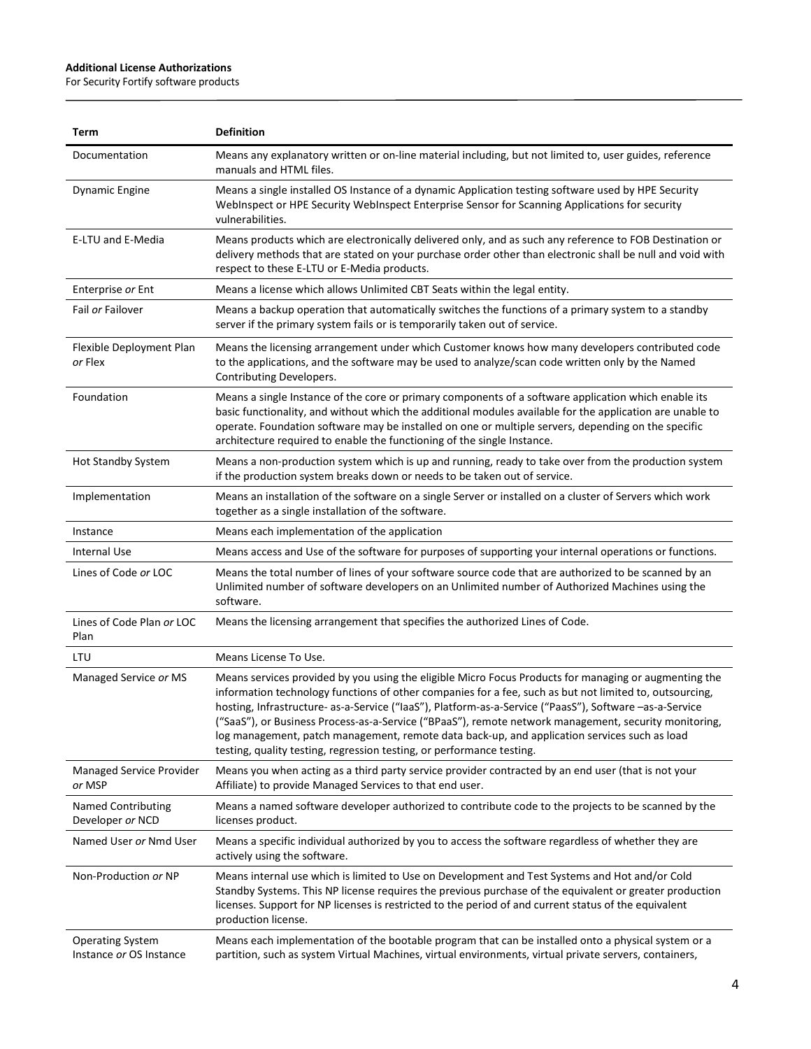| Term | Definition |
| --- | --- |
| Documentation | Means any explanatory written or on-line material including, but not limited to, user guides, reference manuals and HTML files. |
| Dynamic Engine | Means a single installed OS Instance of a dynamic Application testing software used by HPE Security WebInspect or HPE Security WebInspect Enterprise Sensor for Scanning Applications for security vulnerabilities. |
| E-LTU and E-Media | Means products which are electronically delivered only, and as such any reference to FOB Destination or delivery methods that are stated on your purchase order other than electronic shall be null and void with respect to these E-LTU or E-Media products. |
| Enterprise *or* Ent | Means a license which allows Unlimited CBT Seats within the legal entity. |
| Fail *or* Failover | Means a backup operation that automatically switches the functions of a primary system to a standby server if the primary system fails or is temporarily taken out of service. |
| Flexible Deployment Plan *or* Flex | Means the licensing arrangement under which Customer knows how many developers contributed code to the applications, and the software may be used to analyze/scan code written only by the Named Contributing Developers. |
| Foundation | Means a single Instance of the core or primary components of a software application which enable its basic functionality, and without which the additional modules available for the application are unable to operate. Foundation software may be installed on one or multiple servers, depending on the specific architecture required to enable the functioning of the single Instance. |
| Hot Standby System | Means a non-production system which is up and running, ready to take over from the production system if the production system breaks down or needs to be taken out of service. |
| Implementation | Means an installation of the software on a single Server or installed on a cluster of Servers which work together as a single installation of the software. |
| Instance | Means each implementation of the application |
| Internal Use | Means access and Use of the software for purposes of supporting your internal operations or functions. |
| Lines of Code *or* LOC | Means the total number of lines of your software source code that are authorized to be scanned by an Unlimited number of software developers on an Unlimited number of Authorized Machines using the software. |
| Lines of Code Plan *or* LOC Plan | Means the licensing arrangement that specifies the authorized Lines of Code. |
| LTU | Means License To Use. |
| Managed Service *or* MS | Means services provided by you using the eligible Micro Focus Products for managing or augmenting the information technology functions of other companies for a fee, such as but not limited to, outsourcing, hosting, Infrastructure- as-a-Service ("IaaS"), Platform-as-a-Service ("PaasS"), Software –as-a-Service ("SaaS"), or Business Process-as-a-Service ("BPaaS"), remote network management, security monitoring, log management, patch management, remote data back-up, and application services such as load testing, quality testing, regression testing, or performance testing. |
| Managed Service Provider *or* MSP | Means you when acting as a third party service provider contracted by an end user (that is not your Affiliate) to provide Managed Services to that end user. |
| Named Contributing Developer *or* NCD | Means a named software developer authorized to contribute code to the projects to be scanned by the licenses product. |
| Named User *or* Nmd User | Means a specific individual authorized by you to access the software regardless of whether they are actively using the software. |
| Non-Production *or* NP | Means internal use which is limited to Use on Development and Test Systems and Hot and/or Cold Standby Systems. This NP license requires the previous purchase of the equivalent or greater production licenses. Support for NP licenses is restricted to the period of and current status of the equivalent production license. |
| Operating System Instance *or* OS Instance | Means each implementation of the bootable program that can be installed onto a physical system or a partition, such as system Virtual Machines, virtual environments, virtual private servers, containers, |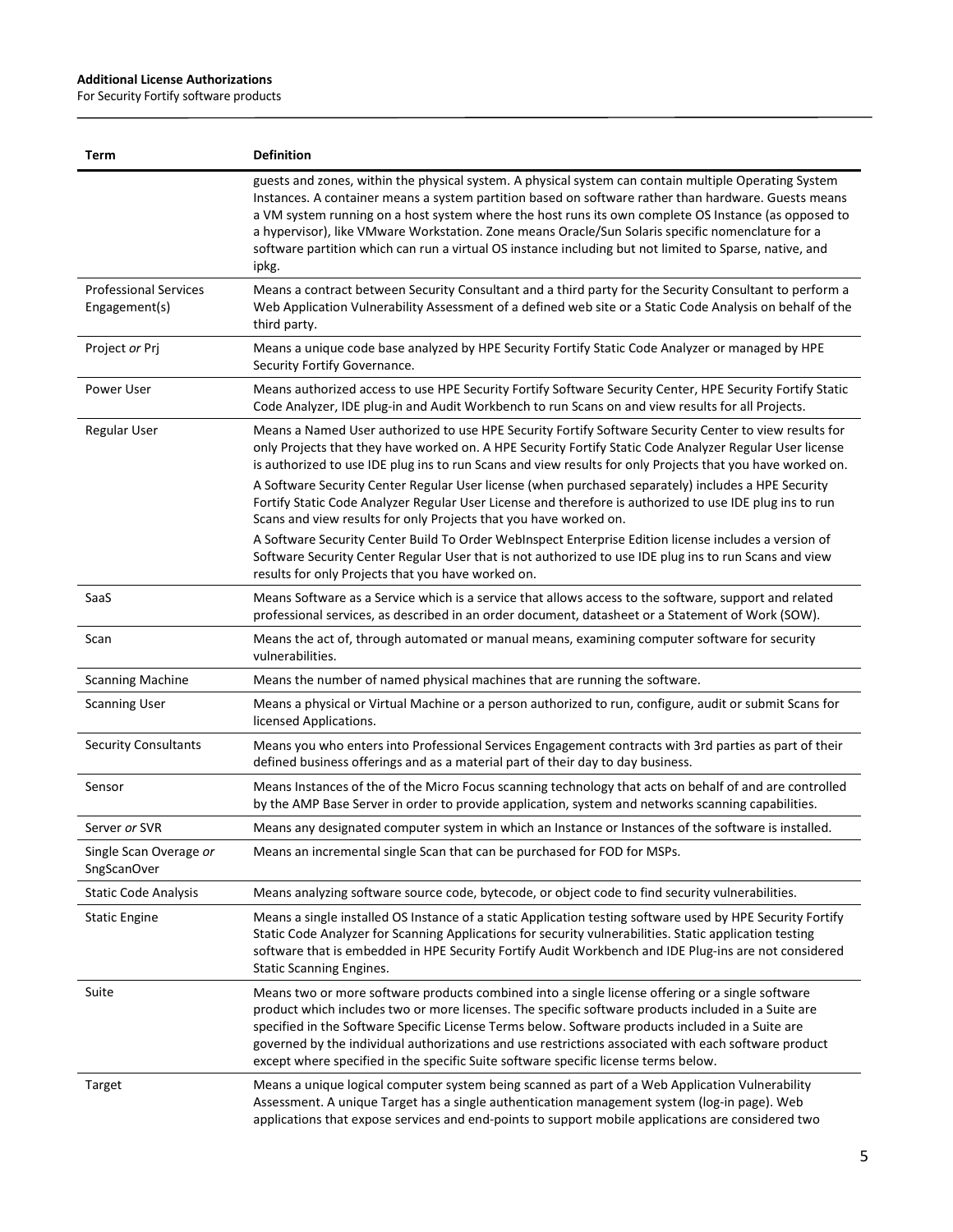| Term | Definition |
|---|---|
| | guests and zones, within the physical system. A physical system can contain multiple Operating System Instances. A container means a system partition based on software rather than hardware. Guests means a VM system running on a host system where the host runs its own complete OS Instance (as opposed to a hypervisor), like VMware Workstation. Zone means Oracle/Sun Solaris specific nomenclature for a software partition which can run a virtual OS instance including but not limited to Sparse, native, and ipkg. |
| Professional Services Engagement(s) | Means a contract between Security Consultant and a third party for the Security Consultant to perform a Web Application Vulnerability Assessment of a defined web site or a Static Code Analysis on behalf of the third party. |
| Project *or* Prj | Means a unique code base analyzed by HPE Security Fortify Static Code Analyzer or managed by HPE Security Fortify Governance. |
| Power User | Means authorized access to use HPE Security Fortify Software Security Center, HPE Security Fortify Static Code Analyzer, IDE plug-in and Audit Workbench to run Scans on and view results for all Projects. |
| Regular User | Means a Named User authorized to use HPE Security Fortify Software Security Center to view results for only Projects that they have worked on. A HPE Security Fortify Static Code Analyzer Regular User license is authorized to use IDE plug ins to run Scans and view results for only Projects that you have worked on.<br>A Software Security Center Regular User license (when purchased separately) includes a HPE Security Fortify Static Code Analyzer Regular User License and therefore is authorized to use IDE plug ins to run Scans and view results for only Projects that you have worked on.<br>A Software Security Center Build To Order WebInspect Enterprise Edition license includes a version of Software Security Center Regular User that is not authorized to use IDE plug ins to run Scans and view results for only Projects that you have worked on. |
| SaaS | Means Software as a Service which is a service that allows access to the software, support and related professional services, as described in an order document, datasheet or a Statement of Work (SOW). |
| Scan | Means the act of, through automated or manual means, examining computer software for security vulnerabilities. |
| Scanning Machine | Means the number of named physical machines that are running the software. |
| Scanning User | Means a physical or Virtual Machine or a person authorized to run, configure, audit or submit Scans for licensed Applications. |
| Security Consultants | Means you who enters into Professional Services Engagement contracts with 3rd parties as part of their defined business offerings and as a material part of their day to day business. |
| Sensor | Means Instances of the of the Micro Focus scanning technology that acts on behalf of and are controlled by the AMP Base Server in order to provide application, system and networks scanning capabilities. |
| Server *or* SVR | Means any designated computer system in which an Instance or Instances of the software is installed. |
| Single Scan Overage *or* SngScanOver | Means an incremental single Scan that can be purchased for FOD for MSPs. |
| Static Code Analysis | Means analyzing software source code, bytecode, or object code to find security vulnerabilities. |
| Static Engine | Means a single installed OS Instance of a static Application testing software used by HPE Security Fortify Static Code Analyzer for Scanning Applications for security vulnerabilities. Static application testing software that is embedded in HPE Security Fortify Audit Workbench and IDE Plug-ins are not considered Static Scanning Engines. |
| Suite | Means two or more software products combined into a single license offering or a single software product which includes two or more licenses. The specific software products included in a Suite are specified in the Software Specific License Terms below. Software products included in a Suite are governed by the individual authorizations and use restrictions associated with each software product except where specified in the specific Suite software specific license terms below. |
| Target | Means a unique logical computer system being scanned as part of a Web Application Vulnerability Assessment. A unique Target has a single authentication management system (log-in page). Web applications that expose services and end-points to support mobile applications are considered two |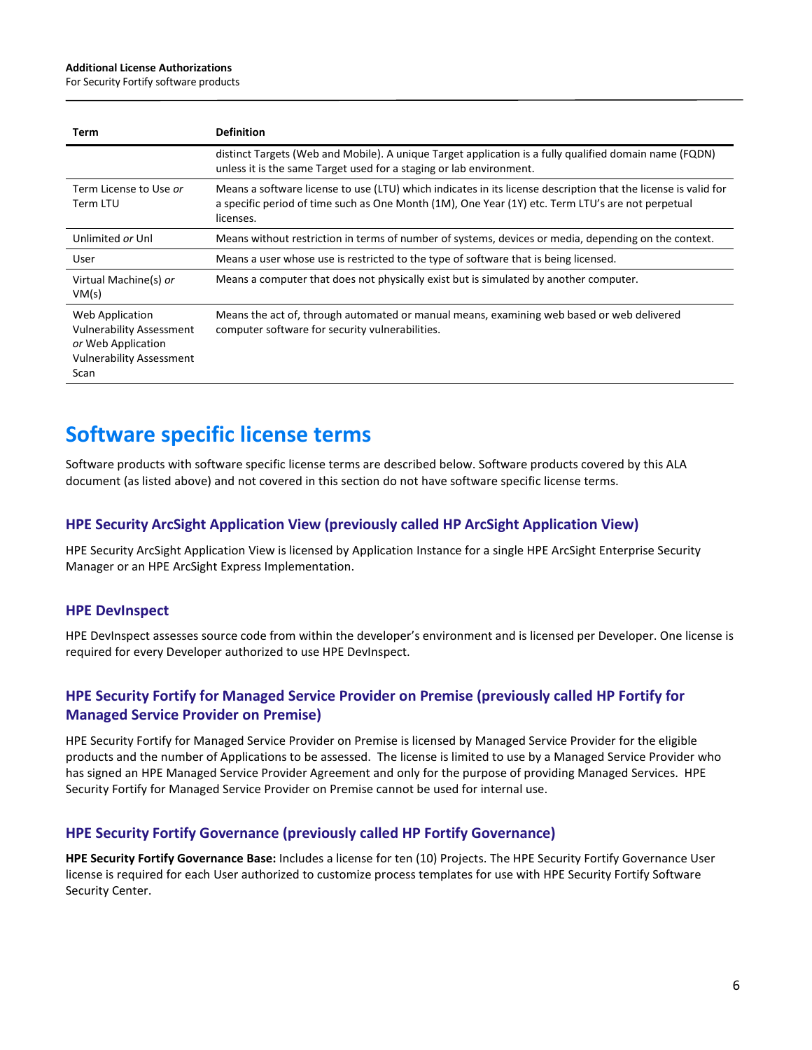| Term | Definition |
|---|---|
| | distinct Targets (Web and Mobile). A unique Target application is a fully qualified domain name (FQDN) unless it is the same Target used for a staging or lab environment. |
| Term License to Use *or* Term LTU | Means a software license to use (LTU) which indicates in its license description that the license is valid for a specific period of time such as One Month (1M), One Year (1Y) etc. Term LTU's are not perpetual licenses. |
| Unlimited *or* Unl | Means without restriction in terms of number of systems, devices or media, depending on the context. |
| User | Means a user whose use is restricted to the type of software that is being licensed. |
| Virtual Machine(s) *or* VM(s) | Means a computer that does not physically exist but is simulated by another computer. |
| Web Application Vulnerability Assessment *or* Web Application Vulnerability Assessment Scan | Means the act of, through automated or manual means, examining web based or web delivered computer software for security vulnerabilities. |

# Software specific license terms

Software products with software specific license terms are described below. Software products covered by this ALA document (as listed above) and not covered in this section do not have software specific license terms.

## HPE Security ArcSight Application View (previously called HP ArcSight Application View)

HPE Security ArcSight Application View is licensed by Application Instance for a single HPE ArcSight Enterprise Security Manager or an HPE ArcSight Express Implementation.

## HPE DevInspect

HPE DevInspect assesses source code from within the developer's environment and is licensed per Developer. One license is required for every Developer authorized to use HPE DevInspect.

## HPE Security Fortify for Managed Service Provider on Premise (previously called HP Fortify for Managed Service Provider on Premise)

HPE Security Fortify for Managed Service Provider on Premise is licensed by Managed Service Provider for the eligible products and the number of Applications to be assessed. The license is limited to use by a Managed Service Provider who has signed an HPE Managed Service Provider Agreement and only for the purpose of providing Managed Services. HPE Security Fortify for Managed Service Provider on Premise cannot be used for internal use.

## HPE Security Fortify Governance (previously called HP Fortify Governance)

**HPE Security Fortify Governance Base:** Includes a license for ten (10) Projects. The HPE Security Fortify Governance User license is required for each User authorized to customize process templates for use with HPE Security Fortify Software Security Center.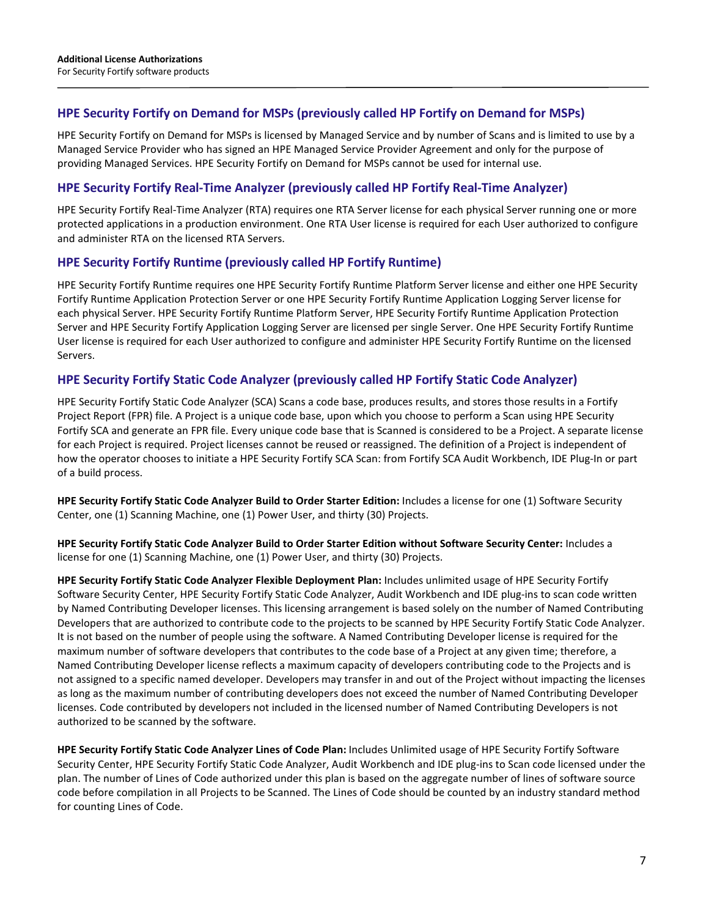## HPE Security Fortify on Demand for MSPs (previously called HP Fortify on Demand for MSPs)

HPE Security Fortify on Demand for MSPs is licensed by Managed Service and by number of Scans and is limited to use by a Managed Service Provider who has signed an HPE Managed Service Provider Agreement and only for the purpose of providing Managed Services. HPE Security Fortify on Demand for MSPs cannot be used for internal use.

## HPE Security Fortify Real-Time Analyzer (previously called HP Fortify Real-Time Analyzer)

HPE Security Fortify Real-Time Analyzer (RTA) requires one RTA Server license for each physical Server running one or more protected applications in a production environment. One RTA User license is required for each User authorized to configure and administer RTA on the licensed RTA Servers.

## HPE Security Fortify Runtime (previously called HP Fortify Runtime)

HPE Security Fortify Runtime requires one HPE Security Fortify Runtime Platform Server license and either one HPE Security Fortify Runtime Application Protection Server or one HPE Security Fortify Runtime Application Logging Server license for each physical Server. HPE Security Fortify Runtime Platform Server, HPE Security Fortify Runtime Application Protection Server and HPE Security Fortify Application Logging Server are licensed per single Server. One HPE Security Fortify Runtime User license is required for each User authorized to configure and administer HPE Security Fortify Runtime on the licensed Servers.

## HPE Security Fortify Static Code Analyzer (previously called HP Fortify Static Code Analyzer)

HPE Security Fortify Static Code Analyzer (SCA) Scans a code base, produces results, and stores those results in a Fortify Project Report (FPR) file. A Project is a unique code base, upon which you choose to perform a Scan using HPE Security Fortify SCA and generate an FPR file. Every unique code base that is Scanned is considered to be a Project. A separate license for each Project is required. Project licenses cannot be reused or reassigned. The definition of a Project is independent of how the operator chooses to initiate a HPE Security Fortify SCA Scan: from Fortify SCA Audit Workbench, IDE Plug-In or part of a build process.

**HPE Security Fortify Static Code Analyzer Build to Order Starter Edition:** Includes a license for one (1) Software Security Center, one (1) Scanning Machine, one (1) Power User, and thirty (30) Projects.

**HPE Security Fortify Static Code Analyzer Build to Order Starter Edition without Software Security Center:** Includes a license for one (1) Scanning Machine, one (1) Power User, and thirty (30) Projects.

**HPE Security Fortify Static Code Analyzer Flexible Deployment Plan:** Includes unlimited usage of HPE Security Fortify Software Security Center, HPE Security Fortify Static Code Analyzer, Audit Workbench and IDE plug-ins to scan code written by Named Contributing Developer licenses. This licensing arrangement is based solely on the number of Named Contributing Developers that are authorized to contribute code to the projects to be scanned by HPE Security Fortify Static Code Analyzer. It is not based on the number of people using the software. A Named Contributing Developer license is required for the maximum number of software developers that contributes to the code base of a Project at any given time; therefore, a Named Contributing Developer license reflects a maximum capacity of developers contributing code to the Projects and is not assigned to a specific named developer. Developers may transfer in and out of the Project without impacting the licenses as long as the maximum number of contributing developers does not exceed the number of Named Contributing Developer licenses. Code contributed by developers not included in the licensed number of Named Contributing Developers is not authorized to be scanned by the software.

**HPE Security Fortify Static Code Analyzer Lines of Code Plan:** Includes Unlimited usage of HPE Security Fortify Software Security Center, HPE Security Fortify Static Code Analyzer, Audit Workbench and IDE plug-ins to Scan code licensed under the plan. The number of Lines of Code authorized under this plan is based on the aggregate number of lines of software source code before compilation in all Projects to be Scanned. The Lines of Code should be counted by an industry standard method for counting Lines of Code.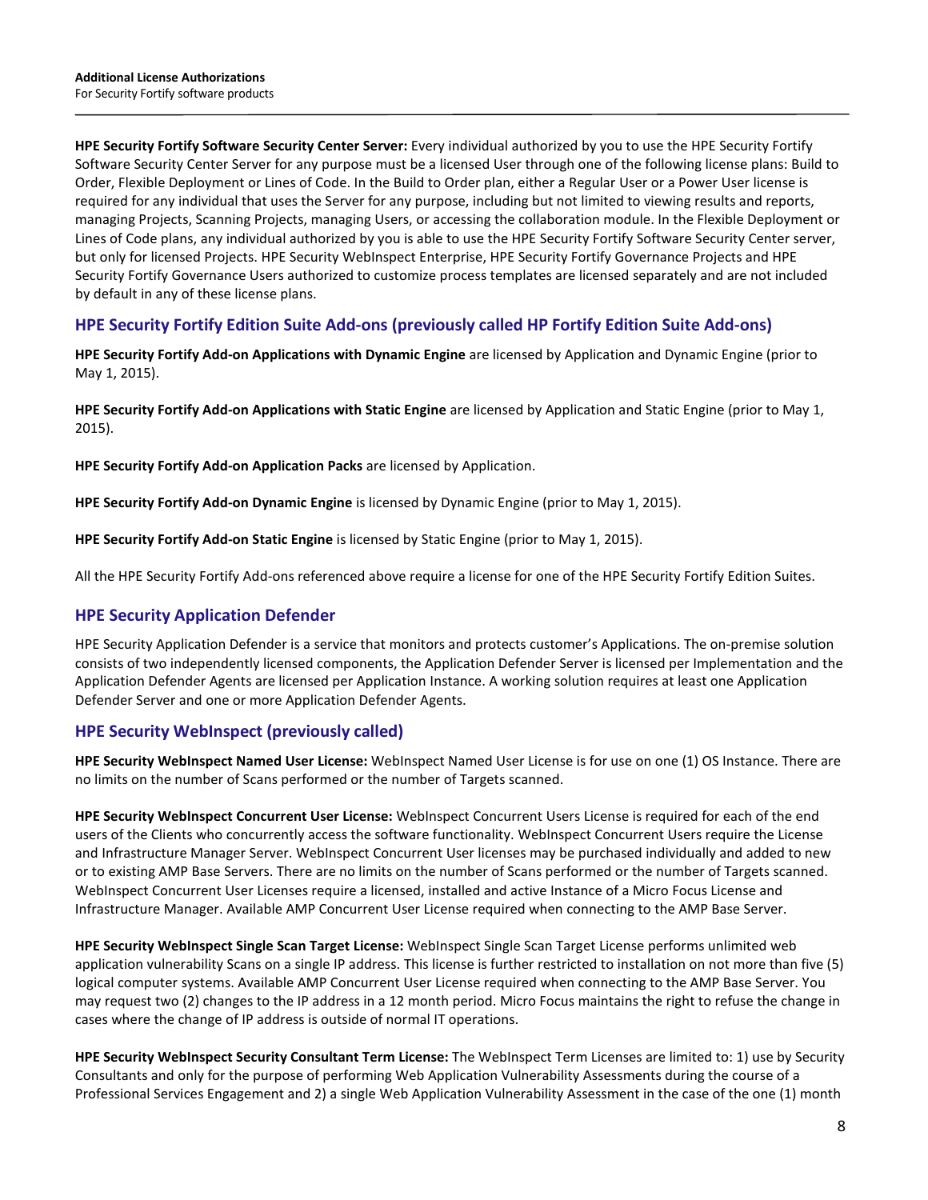**HPE Security Fortify Software Security Center Server:** Every individual authorized by you to use the HPE Security Fortify Software Security Center Server for any purpose must be a licensed User through one of the following license plans: Build to Order, Flexible Deployment or Lines of Code. In the Build to Order plan, either a Regular User or a Power User license is required for any individual that uses the Server for any purpose, including but not limited to viewing results and reports, managing Projects, Scanning Projects, managing Users, or accessing the collaboration module. In the Flexible Deployment or Lines of Code plans, any individual authorized by you is able to use the HPE Security Fortify Software Security Center server, but only for licensed Projects. HPE Security WebInspect Enterprise, HPE Security Fortify Governance Projects and HPE Security Fortify Governance Users authorized to customize process templates are licensed separately and are not included by default in any of these license plans.

## HPE Security Fortify Edition Suite Add-ons (previously called HP Fortify Edition Suite Add-ons)

**HPE Security Fortify Add-on Applications with Dynamic Engine** are licensed by Application and Dynamic Engine (prior to May 1, 2015).

**HPE Security Fortify Add-on Applications with Static Engine** are licensed by Application and Static Engine (prior to May 1, 2015).

**HPE Security Fortify Add-on Application Packs** are licensed by Application.

**HPE Security Fortify Add-on Dynamic Engine** is licensed by Dynamic Engine (prior to May 1, 2015).

**HPE Security Fortify Add-on Static Engine** is licensed by Static Engine (prior to May 1, 2015).

All the HPE Security Fortify Add-ons referenced above require a license for one of the HPE Security Fortify Edition Suites.

## HPE Security Application Defender

HPE Security Application Defender is a service that monitors and protects customer's Applications. The on-premise solution consists of two independently licensed components, the Application Defender Server is licensed per Implementation and the Application Defender Agents are licensed per Application Instance. A working solution requires at least one Application Defender Server and one or more Application Defender Agents.

## HPE Security WebInspect (previously called)

**HPE Security WebInspect Named User License:** WebInspect Named User License is for use on one (1) OS Instance. There are no limits on the number of Scans performed or the number of Targets scanned.

**HPE Security WebInspect Concurrent User License:** WebInspect Concurrent Users License is required for each of the end users of the Clients who concurrently access the software functionality. WebInspect Concurrent Users require the License and Infrastructure Manager Server. WebInspect Concurrent User licenses may be purchased individually and added to new or to existing AMP Base Servers. There are no limits on the number of Scans performed or the number of Targets scanned. WebInspect Concurrent User Licenses require a licensed, installed and active Instance of a Micro Focus License and Infrastructure Manager. Available AMP Concurrent User License required when connecting to the AMP Base Server.

**HPE Security WebInspect Single Scan Target License:** WebInspect Single Scan Target License performs unlimited web application vulnerability Scans on a single IP address. This license is further restricted to installation on not more than five (5) logical computer systems. Available AMP Concurrent User License required when connecting to the AMP Base Server. You may request two (2) changes to the IP address in a 12 month period. Micro Focus maintains the right to refuse the change in cases where the change of IP address is outside of normal IT operations.

**HPE Security WebInspect Security Consultant Term License:** The WebInspect Term Licenses are limited to: 1) use by Security Consultants and only for the purpose of performing Web Application Vulnerability Assessments during the course of a Professional Services Engagement and 2) a single Web Application Vulnerability Assessment in the case of the one (1) month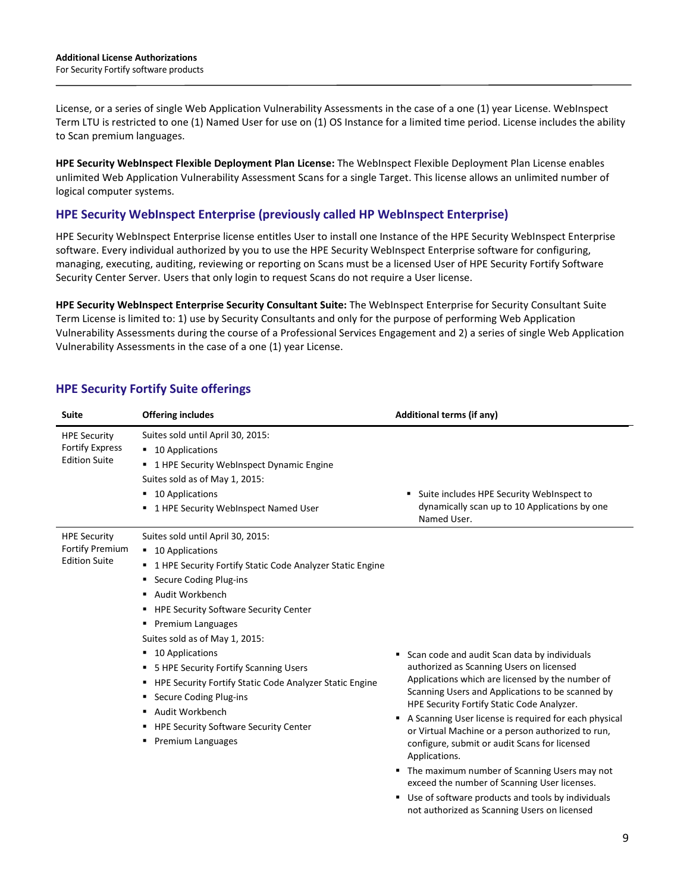License, or a series of single Web Application Vulnerability Assessments in the case of a one (1) year License. WebInspect Term LTU is restricted to one (1) Named User for use on (1) OS Instance for a limited time period. License includes the ability to Scan premium languages.

**HPE Security WebInspect Flexible Deployment Plan License:** The WebInspect Flexible Deployment Plan License enables unlimited Web Application Vulnerability Assessment Scans for a single Target. This license allows an unlimited number of logical computer systems.

## HPE Security WebInspect Enterprise (previously called HP WebInspect Enterprise)

HPE Security WebInspect Enterprise license entitles User to install one Instance of the HPE Security WebInspect Enterprise software. Every individual authorized by you to use the HPE Security WebInspect Enterprise software for configuring, managing, executing, auditing, reviewing or reporting on Scans must be a licensed User of HPE Security Fortify Software Security Center Server. Users that only login to request Scans do not require a User license.

**HPE Security WebInspect Enterprise Security Consultant Suite:** The WebInspect Enterprise for Security Consultant Suite Term License is limited to: 1) use by Security Consultants and only for the purpose of performing Web Application Vulnerability Assessments during the course of a Professional Services Engagement and 2) a series of single Web Application Vulnerability Assessments in the case of a one (1) year License.

## HPE Security Fortify Suite offerings

| Suite | Offering includes | Additional terms (if any) |
|---|---|---|
| HPE Security Fortify Express Edition Suite | Suites sold until April 30, 2015:<br>▪ 10 Applications<br>▪ 1 HPE Security WebInspect Dynamic Engine<br>Suites sold as of May 1, 2015:<br>▪ 10 Applications<br>▪ 1 HPE Security WebInspect Named User | ▪ Suite includes HPE Security WebInspect to dynamically scan up to 10 Applications by one Named User. |
| HPE Security Fortify Premium Edition Suite | Suites sold until April 30, 2015:<br>▪ 10 Applications<br>▪ 1 HPE Security Fortify Static Code Analyzer Static Engine<br>▪ Secure Coding Plug-ins<br>▪ Audit Workbench<br>▪ HPE Security Software Security Center<br>▪ Premium Languages<br>Suites sold as of May 1, 2015:<br>▪ 10 Applications<br>▪ 5 HPE Security Fortify Scanning Users<br>▪ HPE Security Fortify Static Code Analyzer Static Engine<br>▪ Secure Coding Plug-ins<br>▪ Audit Workbench<br>▪ HPE Security Software Security Center<br>▪ Premium Languages | ▪ Scan code and audit Scan data by individuals authorized as Scanning Users on licensed Applications which are licensed by the number of Scanning Users and Applications to be scanned by HPE Security Fortify Static Code Analyzer.<br>▪ A Scanning User license is required for each physical or Virtual Machine or a person authorized to run, configure, submit or audit Scans for licensed Applications.<br>▪ The maximum number of Scanning Users may not exceed the number of Scanning User licenses.<br>▪ Use of software products and tools by individuals not authorized as Scanning Users on licensed |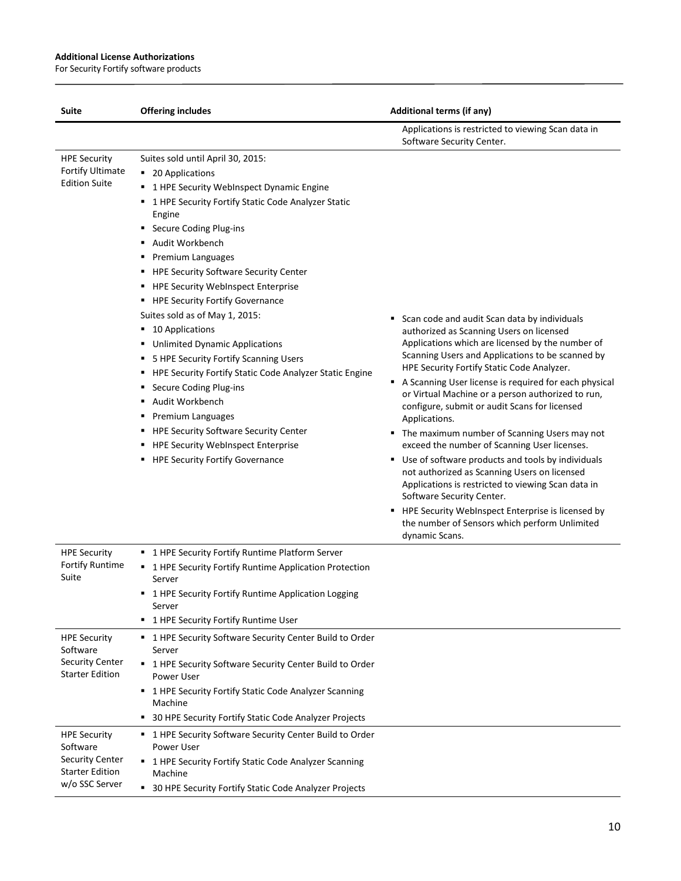| Suite | Offering includes | Additional terms (if any) |
|---|---|---|
| | | Applications is restricted to viewing Scan data in Software Security Center. |
| HPE Security Fortify Ultimate Edition Suite | Suites sold until April 30, 2015:<br>▪ 20 Applications<br>▪ 1 HPE Security WebInspect Dynamic Engine<br>▪ 1 HPE Security Fortify Static Code Analyzer Static Engine<br>▪ Secure Coding Plug-ins<br>▪ Audit Workbench<br>▪ Premium Languages<br>▪ HPE Security Software Security Center<br>▪ HPE Security WebInspect Enterprise<br>▪ HPE Security Fortify Governance<br>Suites sold as of May 1, 2015:<br>▪ 10 Applications<br>▪ Unlimited Dynamic Applications<br>▪ 5 HPE Security Fortify Scanning Users<br>▪ HPE Security Fortify Static Code Analyzer Static Engine<br>▪ Secure Coding Plug-ins<br>▪ Audit Workbench<br>▪ Premium Languages<br>▪ HPE Security Software Security Center<br>▪ HPE Security WebInspect Enterprise<br>▪ HPE Security Fortify Governance | ▪ Scan code and audit Scan data by individuals authorized as Scanning Users on licensed Applications which are licensed by the number of Scanning Users and Applications to be scanned by HPE Security Fortify Static Code Analyzer.<br>▪ A Scanning User license is required for each physical or Virtual Machine or a person authorized to run, configure, submit or audit Scans for licensed Applications.<br>▪ The maximum number of Scanning Users may not exceed the number of Scanning User licenses.<br>▪ Use of software products and tools by individuals not authorized as Scanning Users on licensed Applications is restricted to viewing Scan data in Software Security Center.<br>▪ HPE Security WebInspect Enterprise is licensed by the number of Sensors which perform Unlimited dynamic Scans. |
| HPE Security Fortify Runtime Suite | ▪ 1 HPE Security Fortify Runtime Platform Server<br>▪ 1 HPE Security Fortify Runtime Application Protection Server<br>▪ 1 HPE Security Fortify Runtime Application Logging Server<br>▪ 1 HPE Security Fortify Runtime User | |
| HPE Security Software Security Center Starter Edition | ▪ 1 HPE Security Software Security Center Build to Order Server<br>▪ 1 HPE Security Software Security Center Build to Order Power User<br>▪ 1 HPE Security Fortify Static Code Analyzer Scanning Machine<br>▪ 30 HPE Security Fortify Static Code Analyzer Projects | |
| HPE Security Software Security Center Starter Edition w/o SSC Server | ▪ 1 HPE Security Software Security Center Build to Order Power User<br>▪ 1 HPE Security Fortify Static Code Analyzer Scanning Machine<br>▪ 30 HPE Security Fortify Static Code Analyzer Projects | |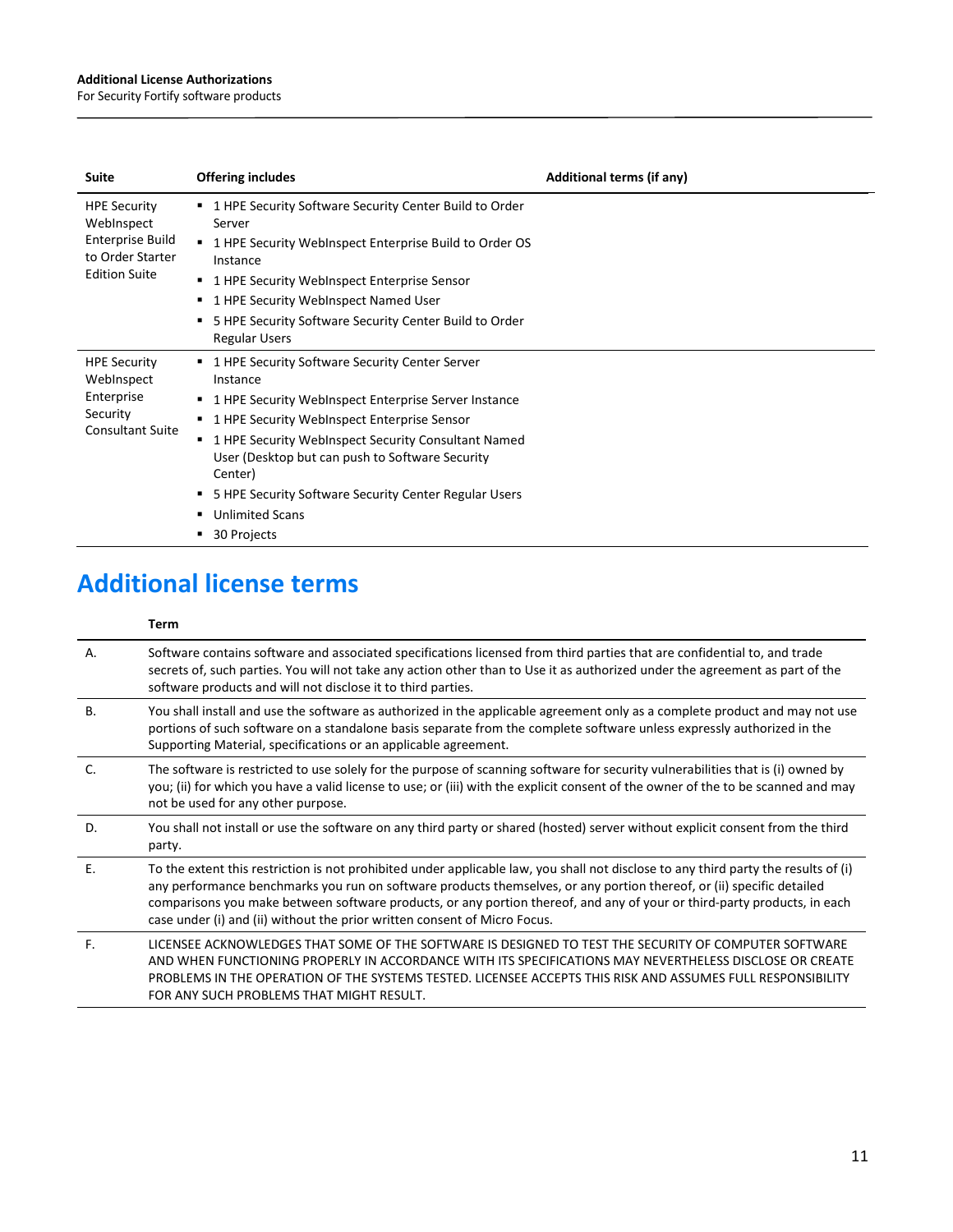| Suite | Offering includes | Additional terms (if any) |
|---|---|---|
| HPE Security WebInspect Enterprise Build to Order Starter Edition Suite | ▪ 1 HPE Security Software Security Center Build to Order Server<br>▪ 1 HPE Security WebInspect Enterprise Build to Order OS Instance<br>▪ 1 HPE Security WebInspect Enterprise Sensor<br>▪ 1 HPE Security WebInspect Named User<br>▪ 5 HPE Security Software Security Center Build to Order Regular Users | |
| HPE Security WebInspect Enterprise Security Consultant Suite | ▪ 1 HPE Security Software Security Center Server Instance<br>▪ 1 HPE Security WebInspect Enterprise Server Instance<br>▪ 1 HPE Security WebInspect Enterprise Sensor<br>▪ 1 HPE Security WebInspect Security Consultant Named User (Desktop but can push to Software Security Center)<br>▪ 5 HPE Security Software Security Center Regular Users<br>▪ Unlimited Scans<br>▪ 30 Projects | |

# Additional license terms

| | Term |
|---|---|
| A. | Software contains software and associated specifications licensed from third parties that are confidential to, and trade secrets of, such parties. You will not take any action other than to Use it as authorized under the agreement as part of the software products and will not disclose it to third parties. |
| B. | You shall install and use the software as authorized in the applicable agreement only as a complete product and may not use portions of such software on a standalone basis separate from the complete software unless expressly authorized in the Supporting Material, specifications or an applicable agreement. |
| C. | The software is restricted to use solely for the purpose of scanning software for security vulnerabilities that is (i) owned by you; (ii) for which you have a valid license to use; or (iii) with the explicit consent of the owner of the to be scanned and may not be used for any other purpose. |
| D. | You shall not install or use the software on any third party or shared (hosted) server without explicit consent from the third party. |
| E. | To the extent this restriction is not prohibited under applicable law, you shall not disclose to any third party the results of (i) any performance benchmarks you run on software products themselves, or any portion thereof, or (ii) specific detailed comparisons you make between software products, or any portion thereof, and any of your or third-party products, in each case under (i) and (ii) without the prior written consent of Micro Focus. |
| F. | LICENSEE ACKNOWLEDGES THAT SOME OF THE SOFTWARE IS DESIGNED TO TEST THE SECURITY OF COMPUTER SOFTWARE AND WHEN FUNCTIONING PROPERLY IN ACCORDANCE WITH ITS SPECIFICATIONS MAY NEVERTHELESS DISCLOSE OR CREATE PROBLEMS IN THE OPERATION OF THE SYSTEMS TESTED. LICENSEE ACCEPTS THIS RISK AND ASSUMES FULL RESPONSIBILITY FOR ANY SUCH PROBLEMS THAT MIGHT RESULT. |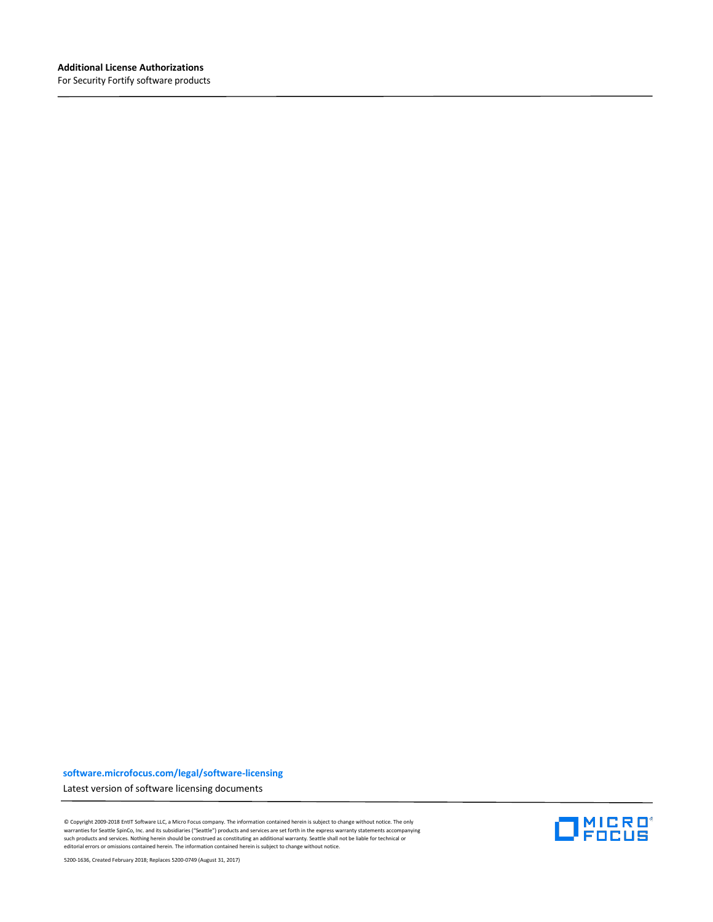**Additional License Authorizations**

For Security Fortify software products

**software.microfocus.com/legal/software-licensing**

Latest version of software licensing documents

© Copyright 2009-2018 EntIT Software LLC, a Micro Focus company. The information contained herein is subject to change without notice. The only warranties for Seattle SpinCo, Inc. and its subsidiaries ("Seattle") products and services are set forth in the express warranty statements accompanying such products and services. Nothing herein should be construed as constituting an additional warranty. Seattle shall not be liable for technical or editorial errors or omissions contained herein. The information contained herein is subject to change without notice.

5200-1636, Created February 2018; Replaces 5200-0749 (August 31, 2017)